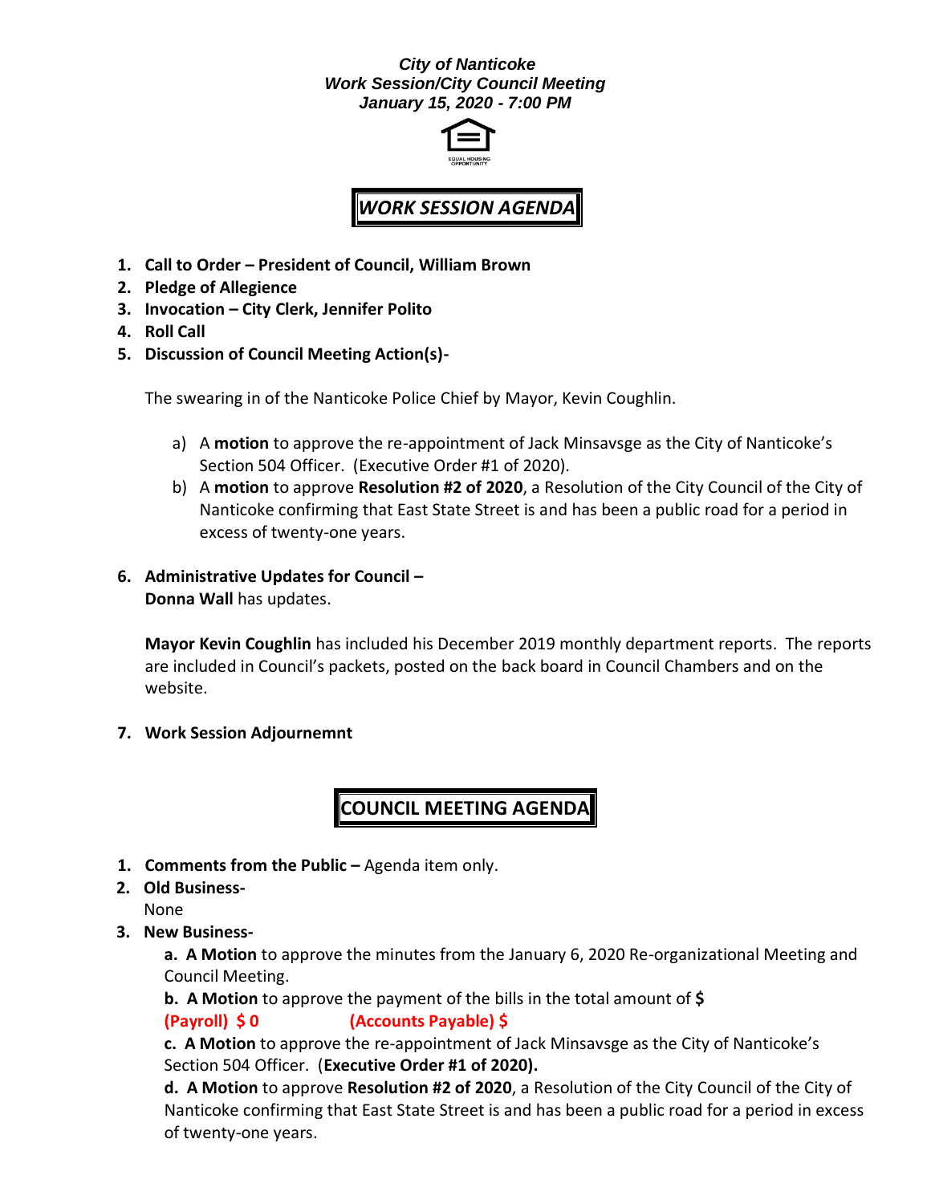***City of Nanticoke***
***Work Session/City Council Meeting***
***January 15, 2020 - 7:00 PM***

EQUAL HOUSING OPPORTUNITY

## *WORK SESSION AGENDA*

1. **Call to Order – President of Council, William Brown**
2. **Pledge of Allegience**
3. **Invocation – City Clerk, Jennifer Polito**
4. **Roll Call**
5. **Discussion of Council Meeting Action(s)-**

   The swearing in of the Nanticoke Police Chief by Mayor, Kevin Coughlin.

   a) A **motion** to approve the re-appointment of Jack Minsavsge as the City of Nanticoke's Section 504 Officer. (Executive Order #1 of 2020).
   b) A **motion** to approve **Resolution #2 of 2020**, a Resolution of the City Council of the City of Nanticoke confirming that East State Street is and has been a public road for a period in excess of twenty-one years.

6. **Administrative Updates for Council –**
   **Donna Wall** has updates.

   **Mayor Kevin Coughlin** has included his December 2019 monthly department reports. The reports are included in Council's packets, posted on the back board in Council Chambers and on the website.

7. **Work Session Adjournemnt**

## COUNCIL MEETING AGENDA

1. **Comments from the Public –** Agenda item only.
2. **Old Business-**
   None
3. **New Business-**

   **a. A Motion** to approve the minutes from the January 6, 2020 Re-organizational Meeting and Council Meeting.

   **b. A Motion** to approve the payment of the bills in the total amount of **$**
   **(Payroll) $ 0 (Accounts Payable) $**

   **c. A Motion** to approve the re-appointment of Jack Minsavsge as the City of Nanticoke's Section 504 Officer. (**Executive Order #1 of 2020).**

   **d. A Motion** to approve **Resolution #2 of 2020**, a Resolution of the City Council of the City of Nanticoke confirming that East State Street is and has been a public road for a period in excess of twenty-one years.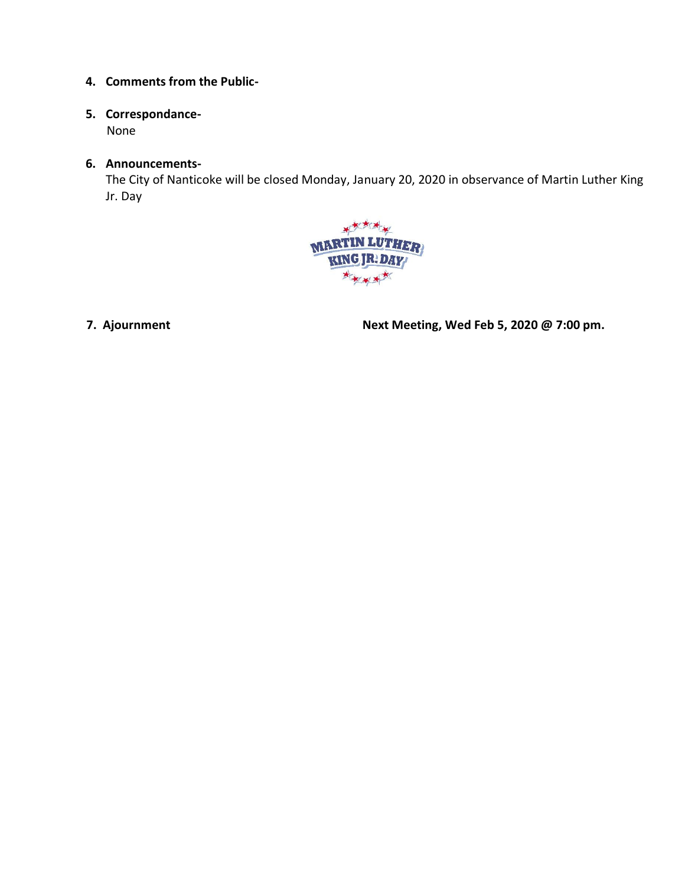4. **Comments from the Public-**

5. **Correspondance-**
   None

6. **Announcements-**
   The City of Nanticoke will be closed Monday, January 20, 2020 in observance of Martin Luther King Jr. Day

7. **Ajournment** **Next Meeting, Wed Feb 5, 2020 @ 7:00 pm.**